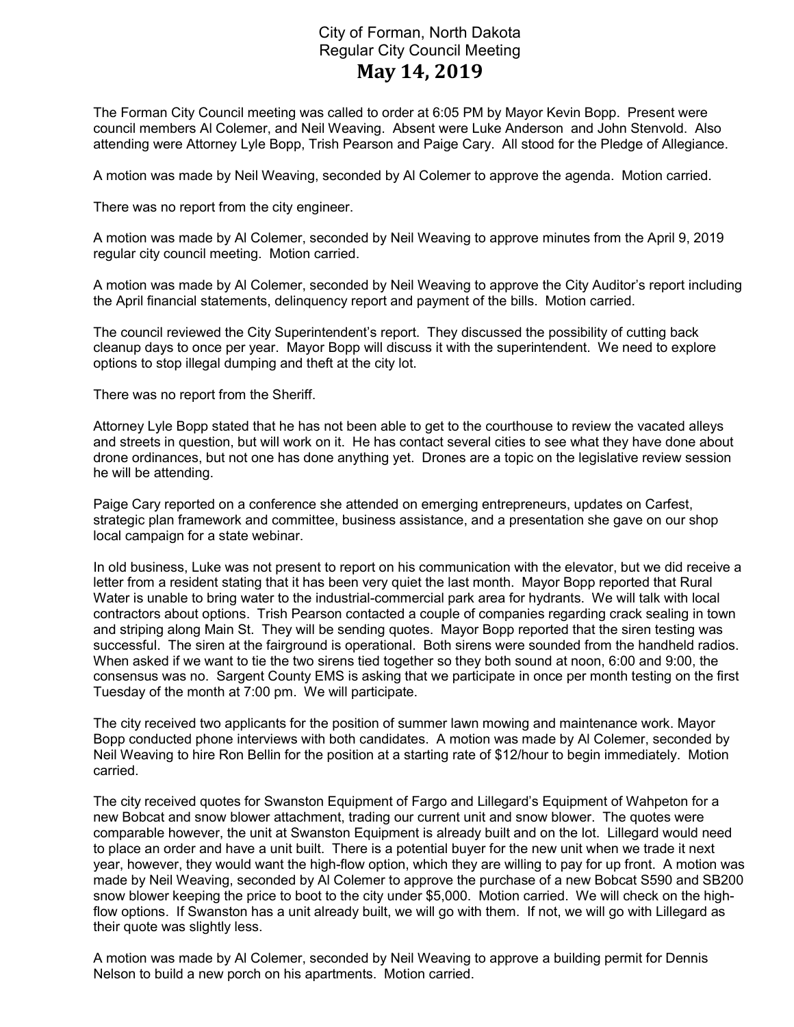# City of Forman, North Dakota
## Regular City Council Meeting
## May 14, 2019

The Forman City Council meeting was called to order at 6:05 PM by Mayor Kevin Bopp. Present were council members Al Colemer, and Neil Weaving. Absent were Luke Anderson and John Stenvold. Also attending were Attorney Lyle Bopp, Trish Pearson and Paige Cary. All stood for the Pledge of Allegiance.

A motion was made by Neil Weaving, seconded by Al Colemer to approve the agenda. Motion carried.

There was no report from the city engineer.

A motion was made by Al Colemer, seconded by Neil Weaving to approve minutes from the April 9, 2019 regular city council meeting. Motion carried.

A motion was made by Al Colemer, seconded by Neil Weaving to approve the City Auditor's report including the April financial statements, delinquency report and payment of the bills. Motion carried.

The council reviewed the City Superintendent's report. They discussed the possibility of cutting back cleanup days to once per year. Mayor Bopp will discuss it with the superintendent. We need to explore options to stop illegal dumping and theft at the city lot.

There was no report from the Sheriff.

Attorney Lyle Bopp stated that he has not been able to get to the courthouse to review the vacated alleys and streets in question, but will work on it. He has contact several cities to see what they have done about drone ordinances, but not one has done anything yet. Drones are a topic on the legislative review session he will be attending.

Paige Cary reported on a conference she attended on emerging entrepreneurs, updates on Carfest, strategic plan framework and committee, business assistance, and a presentation she gave on our shop local campaign for a state webinar.

In old business, Luke was not present to report on his communication with the elevator, but we did receive a letter from a resident stating that it has been very quiet the last month. Mayor Bopp reported that Rural Water is unable to bring water to the industrial-commercial park area for hydrants. We will talk with local contractors about options. Trish Pearson contacted a couple of companies regarding crack sealing in town and striping along Main St. They will be sending quotes. Mayor Bopp reported that the siren testing was successful. The siren at the fairground is operational. Both sirens were sounded from the handheld radios. When asked if we want to tie the two sirens tied together so they both sound at noon, 6:00 and 9:00, the consensus was no. Sargent County EMS is asking that we participate in once per month testing on the first Tuesday of the month at 7:00 pm. We will participate.

The city received two applicants for the position of summer lawn mowing and maintenance work. Mayor Bopp conducted phone interviews with both candidates. A motion was made by Al Colemer, seconded by Neil Weaving to hire Ron Bellin for the position at a starting rate of $12/hour to begin immediately. Motion carried.

The city received quotes for Swanston Equipment of Fargo and Lillegard's Equipment of Wahpeton for a new Bobcat and snow blower attachment, trading our current unit and snow blower. The quotes were comparable however, the unit at Swanston Equipment is already built and on the lot. Lillegard would need to place an order and have a unit built. There is a potential buyer for the new unit when we trade it next year, however, they would want the high-flow option, which they are willing to pay for up front. A motion was made by Neil Weaving, seconded by Al Colemer to approve the purchase of a new Bobcat S590 and SB200 snow blower keeping the price to boot to the city under $5,000. Motion carried. We will check on the high-flow options. If Swanston has a unit already built, we will go with them. If not, we will go with Lillegard as their quote was slightly less.

A motion was made by Al Colemer, seconded by Neil Weaving to approve a building permit for Dennis Nelson to build a new porch on his apartments. Motion carried.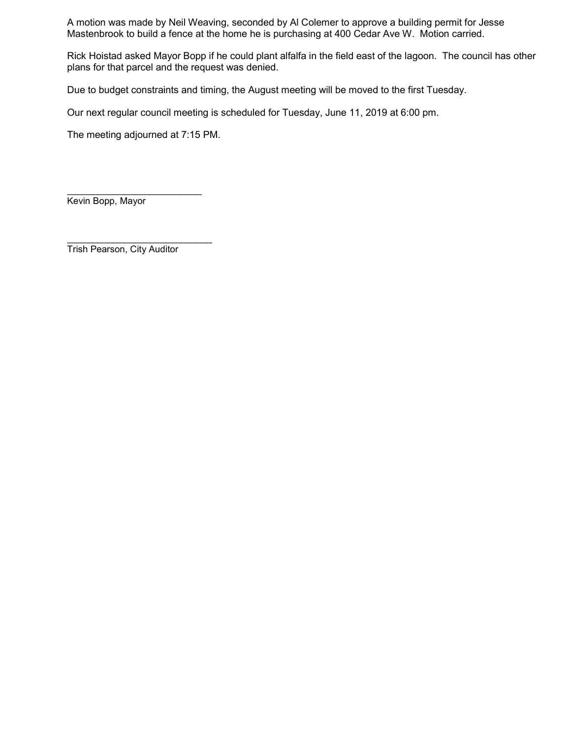A motion was made by Neil Weaving, seconded by Al Colemer to approve a building permit for Jesse Mastenbrook to build a fence at the home he is purchasing at 400 Cedar Ave W. Motion carried.

Rick Hoistad asked Mayor Bopp if he could plant alfalfa in the field east of the lagoon. The council has other plans for that parcel and the request was denied.

Due to budget constraints and timing, the August meeting will be moved to the first Tuesday.

Our next regular council meeting is scheduled for Tuesday, June 11, 2019 at 6:00 pm.

The meeting adjourned at 7:15 PM.

___________________________
Kevin Bopp, Mayor

_____________________________
Trish Pearson, City Auditor